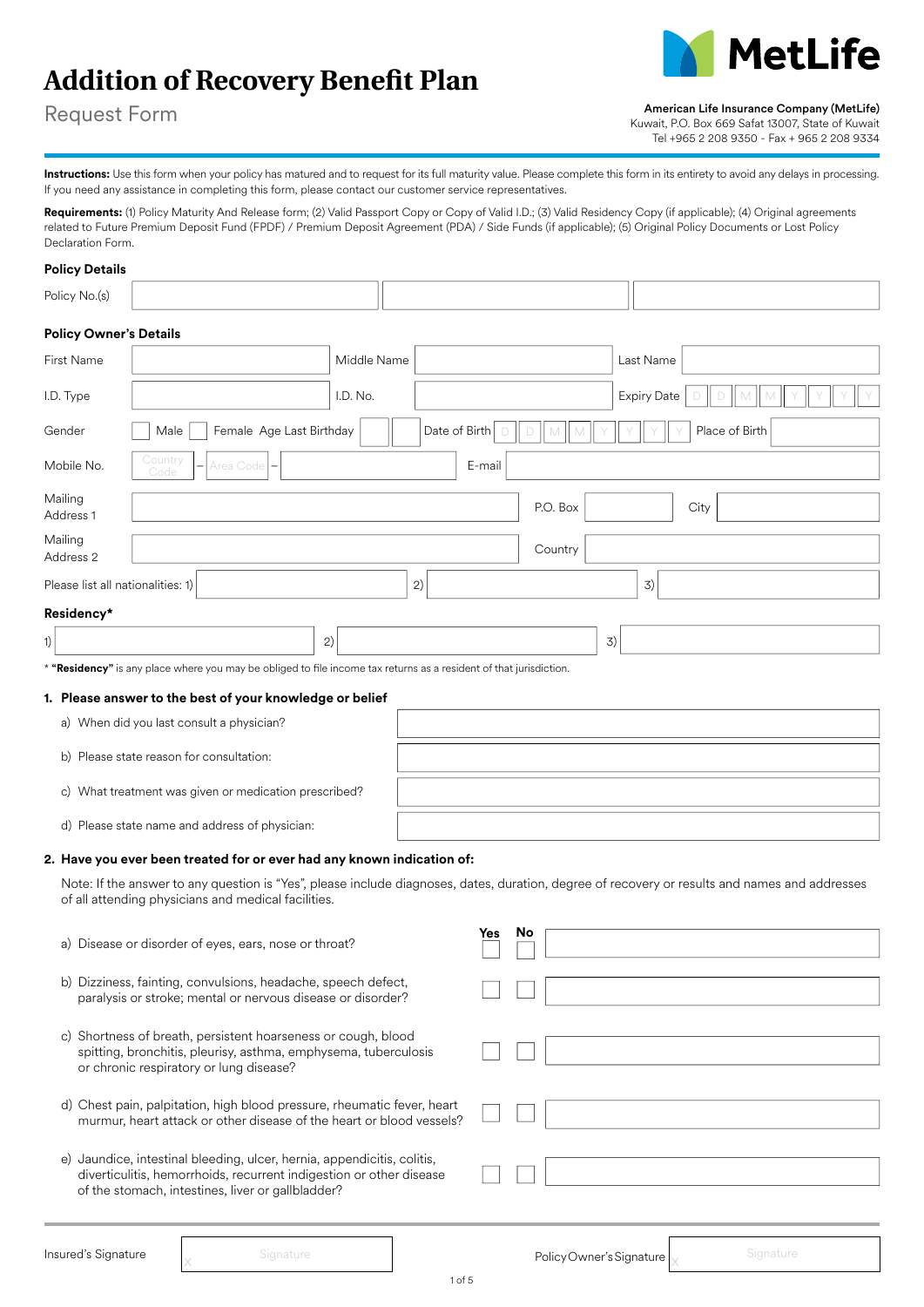# Addition of Recovery Benefit Plan

Request Form

MetLife

**American Life Insurance Company (MetLife)**
Kuwait, P.O. Box 669 Safat 13007, State of Kuwait
Tel +965 2 208 9350 - Fax + 965 2 208 9334

**Instructions:** Use this form when your policy has matured and to request for its full maturity value. Please complete this form in its entirety to avoid any delays in processing. If you need any assistance in completing this form, please contact our customer service representatives.

**Requirements:** (1) Policy Maturity And Release form; (2) Valid Passport Copy or Copy of Valid I.D.; (3) Valid Residency Copy (if applicable); (4) Original agreements related to Future Premium Deposit Fund (FPDF) / Premium Deposit Agreement (PDA) / Side Funds (if applicable); (5) Original Policy Documents or Lost Policy Declaration Form.

### Policy Details

Policy No.(s) ______ ______ ______

### Policy Owner's Details

First Name ______ Middle Name ______ Last Name ______

I.D. Type ______ I.D. No. ______ Expiry Date D D M M Y Y Y Y

Gender ☐ Male ☐ Female Age Last Birthday ______ Date of Birth D D M M Y Y Y Y Place of Birth ______

Mobile No. Country Code – Area Code – ______ E-mail ______

Mailing Address 1 ______ P.O. Box ______ City ______

Mailing Address 2 ______ Country ______

Please list all nationalities: 1) ______ 2) ______ 3) ______

### Residency*

1) ______ 2) ______ 3) ______

* **"Residency"** is any place where you may be obliged to file income tax returns as a resident of that jurisdiction.

### 1. Please answer to the best of your knowledge or belief

a) When did you last consult a physician? ______

b) Please state reason for consultation: ______

c) What treatment was given or medication prescribed? ______

d) Please state name and address of physician: ______

### 2. Have you ever been treated for or ever had any known indication of:

Note: If the answer to any question is "Yes", please include diagnoses, dates, duration, degree of recovery or results and names and addresses of all attending physicians and medical facilities.

| | Yes | No | |
|---|---|---|---|
| a) Disease or disorder of eyes, ears, nose or throat? | ☐ | ☐ | |
| b) Dizziness, fainting, convulsions, headache, speech defect, paralysis or stroke; mental or nervous disease or disorder? | ☐ | ☐ | |
| c) Shortness of breath, persistent hoarseness or cough, blood spitting, bronchitis, pleurisy, asthma, emphysema, tuberculosis or chronic respiratory or lung disease? | ☐ | ☐ | |
| d) Chest pain, palpitation, high blood pressure, rheumatic fever, heart murmur, heart attack or other disease of the heart or blood vessels? | ☐ | ☐ | |
| e) Jaundice, intestinal bleeding, ulcer, hernia, appendicitis, colitis, diverticulitis, hemorrhoids, recurrent indigestion or other disease of the stomach, intestines, liver or gallbladder? | ☐ | ☐ | |

Insured's Signature X Signature

Policy Owner's Signature X Signature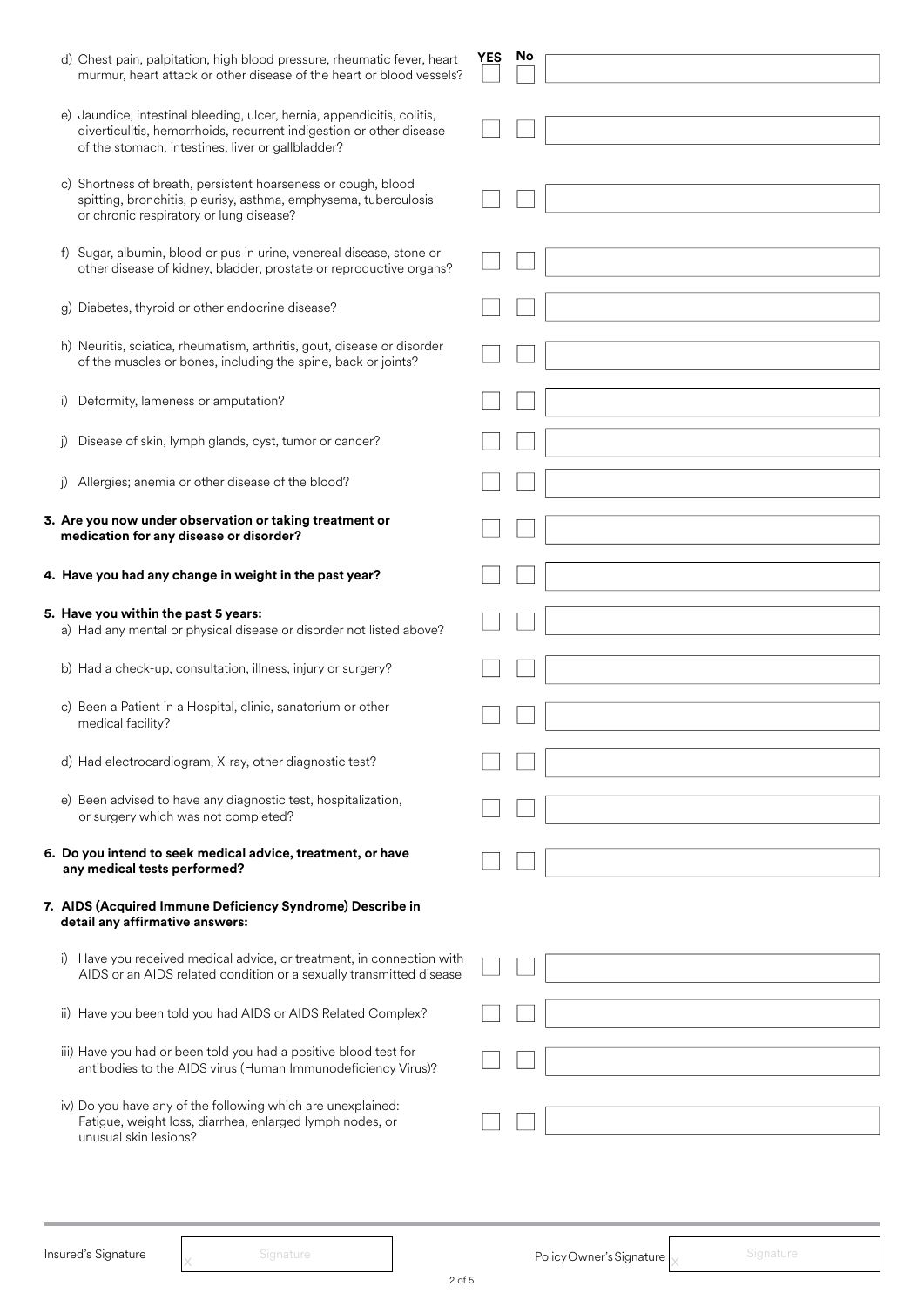| | YES | No | |
|---|---|---|---|
| d) Chest pain, palpitation, high blood pressure, rheumatic fever, heart murmur, heart attack or other disease of the heart or blood vessels? | ☐ | ☐ | |
| e) Jaundice, intestinal bleeding, ulcer, hernia, appendicitis, colitis, diverticulitis, hemorrhoids, recurrent indigestion or other disease of the stomach, intestines, liver or gallbladder? | ☐ | ☐ | |
| c) Shortness of breath, persistent hoarseness or cough, blood spitting, bronchitis, pleurisy, asthma, emphysema, tuberculosis or chronic respiratory or lung disease? | ☐ | ☐ | |
| f) Sugar, albumin, blood or pus in urine, venereal disease, stone or other disease of kidney, bladder, prostate or reproductive organs? | ☐ | ☐ | |
| g) Diabetes, thyroid or other endocrine disease? | ☐ | ☐ | |
| h) Neuritis, sciatica, rheumatism, arthritis, gout, disease or disorder of the muscles or bones, including the spine, back or joints? | ☐ | ☐ | |
| i) Deformity, lameness or amputation? | ☐ | ☐ | |
| j) Disease of skin, lymph glands, cyst, tumor or cancer? | ☐ | ☐ | |
| j) Allergies; anemia or other disease of the blood? | ☐ | ☐ | |
| **3. Are you now under observation or taking treatment or medication for any disease or disorder?** | ☐ | ☐ | |
| **4. Have you had any change in weight in the past year?** | ☐ | ☐ | |
| **5. Have you within the past 5 years:** a) Had any mental or physical disease or disorder not listed above? | ☐ | ☐ | |
| b) Had a check-up, consultation, illness, injury or surgery? | ☐ | ☐ | |
| c) Been a Patient in a Hospital, clinic, sanatorium or other medical facility? | ☐ | ☐ | |
| d) Had electrocardiogram, X-ray, other diagnostic test? | ☐ | ☐ | |
| e) Been advised to have any diagnostic test, hospitalization, or surgery which was not completed? | ☐ | ☐ | |
| **6. Do you intend to seek medical advice, treatment, or have any medical tests performed?** | ☐ | ☐ | |
| **7. AIDS (Acquired Immune Deficiency Syndrome) Describe in detail any affirmative answers:** | | | |
| i) Have you received medical advice, or treatment, in connection with AIDS or an AIDS related condition or a sexually transmitted disease | ☐ | ☐ | |
| ii) Have you been told you had AIDS or AIDS Related Complex? | ☐ | ☐ | |
| iii) Have you had or been told you had a positive blood test for antibodies to the AIDS virus (Human Immunodeficiency Virus)? | ☐ | ☐ | |
| iv) Do you have any of the following which are unexplained: Fatigue, weight loss, diarrhea, enlarged lymph nodes, or unusual skin lesions? | ☐ | ☐ | |

Insured's Signature X Signature

Policy Owner's Signature X Signature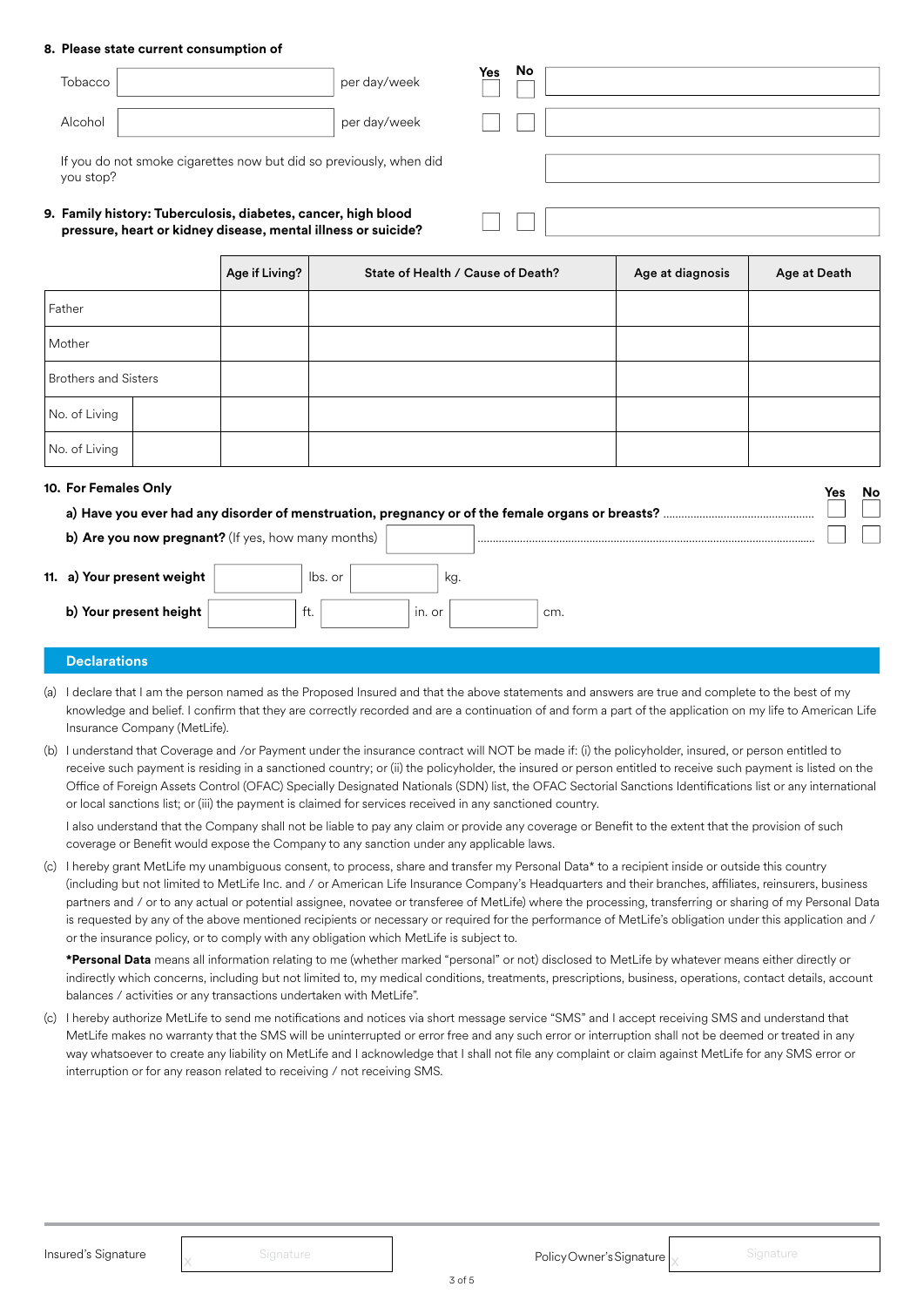**8. Please state current consumption of**

| | | | Yes | No | |
|---|---|---|---|---|---|
| Tobacco | | per day/week | ☐ | ☐ | |
| Alcohol | | per day/week | ☐ | ☐ | |

If you do not smoke cigarettes now but did so previously, when did you stop?

**9. Family history: Tuberculosis, diabetes, cancer, high blood pressure, heart or kidney disease, mental illness or suicide?** ☐ ☐

| | | Age if Living? | State of Health / Cause of Death? | Age at diagnosis | Age at Death |
|---|---|---|---|---|---|
| Father | | | | | |
| Mother | | | | | |
| Brothers and Sisters | | | | | |
| No. of Living | | | | | |
| No. of Living | | | | | |

**10. For Females Only**

| | Yes | No |
|---|---|---|
| **a) Have you ever had any disorder of menstruation, pregnancy or of the female organs or breasts?** | ☐ | ☐ |
| **b) Are you now pregnant?** (If yes, how many months) | ☐ | ☐ |

**11. a) Your present weight** ______ lbs. or ______ kg.

**b) Your present height** ______ ft. ______ in. or ______ cm.

## Declarations

(a) I declare that I am the person named as the Proposed Insured and that the above statements and answers are true and complete to the best of my knowledge and belief. I confirm that they are correctly recorded and are a continuation of and form a part of the application on my life to American Life Insurance Company (MetLife).

(b) I understand that Coverage and /or Payment under the insurance contract will NOT be made if: (i) the policyholder, insured, or person entitled to receive such payment is residing in a sanctioned country; or (ii) the policyholder, the insured or person entitled to receive such payment is listed on the Office of Foreign Assets Control (OFAC) Specially Designated Nationals (SDN) list, the OFAC Sectorial Sanctions Identifications list or any international or local sanctions list; or (iii) the payment is claimed for services received in any sanctioned country.

I also understand that the Company shall not be liable to pay any claim or provide any coverage or Benefit to the extent that the provision of such coverage or Benefit would expose the Company to any sanction under any applicable laws.

(c) I hereby grant MetLife my unambiguous consent, to process, share and transfer my Personal Data* to a recipient inside or outside this country (including but not limited to MetLife Inc. and / or American Life Insurance Company's Headquarters and their branches, affiliates, reinsurers, business partners and / or to any actual or potential assignee, novatee or transferee of MetLife) where the processing, transferring or sharing of my Personal Data is requested by any of the above mentioned recipients or necessary or required for the performance of MetLife's obligation under this application and / or the insurance policy, or to comply with any obligation which MetLife is subject to.

***Personal Data** means all information relating to me (whether marked "personal" or not) disclosed to MetLife by whatever means either directly or indirectly which concerns, including but not limited to, my medical conditions, treatments, prescriptions, business, operations, contact details, account balances / activities or any transactions undertaken with MetLife".

(c) I hereby authorize MetLife to send me notifications and notices via short message service "SMS" and I accept receiving SMS and understand that MetLife makes no warranty that the SMS will be uninterrupted or error free and any such error or interruption shall not be deemed or treated in any way whatsoever to create any liability on MetLife and I acknowledge that I shall not file any complaint or claim against MetLife for any SMS error or interruption or for any reason related to receiving / not receiving SMS.

Insured's Signature X ______________ Policy Owner's Signature X ______________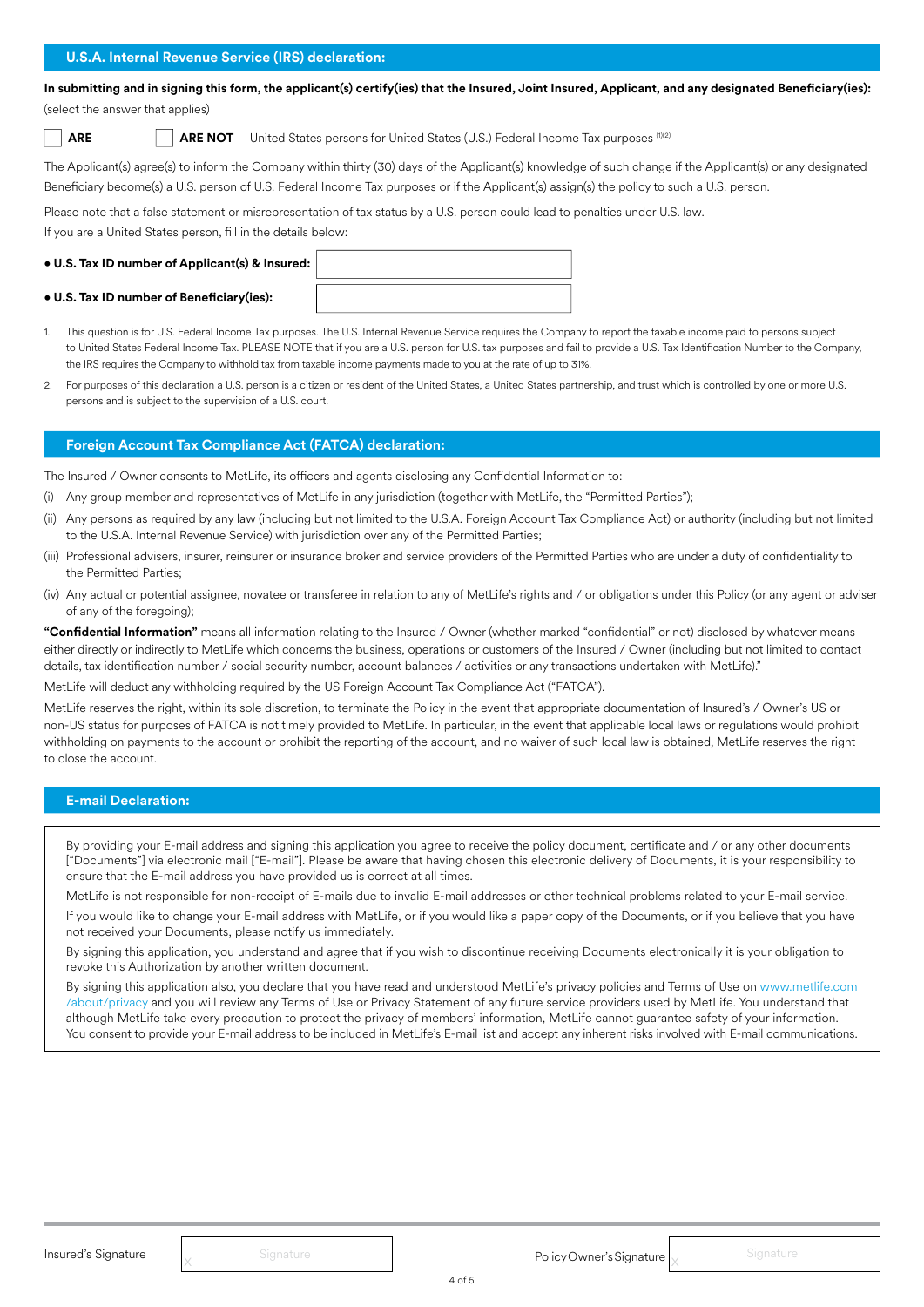## U.S.A. Internal Revenue Service (IRS) declaration:

**In submitting and in signing this form, the applicant(s) certify(ies) that the Insured, Joint Insured, Applicant, and any designated Beneficiary(ies):**
(select the answer that applies)

☐ **ARE** ☐ **ARE NOT** United States persons for United States (U.S.) Federal Income Tax purposes [(1)(2)]

The Applicant(s) agree(s) to inform the Company within thirty (30) days of the Applicant(s) knowledge of such change if the Applicant(s) or any designated Beneficiary become(s) a U.S. person of U.S. Federal Income Tax purposes or if the Applicant(s) assign(s) the policy to such a U.S. person.

Please note that a false statement or misrepresentation of tax status by a U.S. person could lead to penalties under U.S. law.
If you are a United States person, fill in the details below:

- **U.S. Tax ID number of Applicant(s) & Insured:** ____________________
- **U.S. Tax ID number of Beneficiary(ies):** ____________________

1. This question is for U.S. Federal Income Tax purposes. The U.S. Internal Revenue Service requires the Company to report the taxable income paid to persons subject to United States Federal Income Tax. PLEASE NOTE that if you are a U.S. person for U.S. tax purposes and fail to provide a U.S. Tax Identification Number to the Company, the IRS requires the Company to withhold tax from taxable income payments made to you at the rate of up to 31%.
2. For purposes of this declaration a U.S. person is a citizen or resident of the United States, a United States partnership, and trust which is controlled by one or more U.S. persons and is subject to the supervision of a U.S. court.

## Foreign Account Tax Compliance Act (FATCA) declaration:

The Insured / Owner consents to MetLife, its officers and agents disclosing any Confidential Information to:

(i) Any group member and representatives of MetLife in any jurisdiction (together with MetLife, the "Permitted Parties");
(ii) Any persons as required by any law (including but not limited to the U.S.A. Foreign Account Tax Compliance Act) or authority (including but not limited to the U.S.A. Internal Revenue Service) with jurisdiction over any of the Permitted Parties;
(iii) Professional advisers, insurer, reinsurer or insurance broker and service providers of the Permitted Parties who are under a duty of confidentiality to the Permitted Parties;
(iv) Any actual or potential assignee, novatee or transferee in relation to any of MetLife's rights and / or obligations under this Policy (or any agent or adviser of any of the foregoing);

**"Confidential Information"** means all information relating to the Insured / Owner (whether marked "confidential" or not) disclosed by whatever means either directly or indirectly to MetLife which concerns the business, operations or customers of the Insured / Owner (including but not limited to contact details, tax identification number / social security number, account balances / activities or any transactions undertaken with MetLife)."

MetLife will deduct any withholding required by the US Foreign Account Tax Compliance Act ("FATCA").

MetLife reserves the right, within its sole discretion, to terminate the Policy in the event that appropriate documentation of Insured's / Owner's US or non-US status for purposes of FATCA is not timely provided to MetLife. In particular, in the event that applicable local laws or regulations would prohibit withholding on payments to the account or prohibit the reporting of the account, and no waiver of such local law is obtained, MetLife reserves the right to close the account.

## E-mail Declaration:

By providing your E-mail address and signing this application you agree to receive the policy document, certificate and / or any other documents ["Documents"] via electronic mail ["E-mail"]. Please be aware that having chosen this electronic delivery of Documents, it is your responsibility to ensure that the E-mail address you have provided us is correct at all times.

MetLife is not responsible for non-receipt of E-mails due to invalid E-mail addresses or other technical problems related to your E-mail service.

If you would like to change your E-mail address with MetLife, or if you would like a paper copy of the Documents, or if you believe that you have not received your Documents, please notify us immediately.

By signing this application, you understand and agree that if you wish to discontinue receiving Documents electronically it is your obligation to revoke this Authorization by another written document.

By signing this application also, you declare that you have read and understood MetLife's privacy policies and Terms of Use on www.metlife.com/about/privacy and you will review any Terms of Use or Privacy Statement of any future service providers used by MetLife. You understand that although MetLife take every precaution to protect the privacy of members' information, MetLife cannot guarantee safety of your information. You consent to provide your E-mail address to be included in MetLife's E-mail list and accept any inherent risks involved with E-mail communications.

Insured's Signature X ____________________ Policy Owner's Signature X ____________________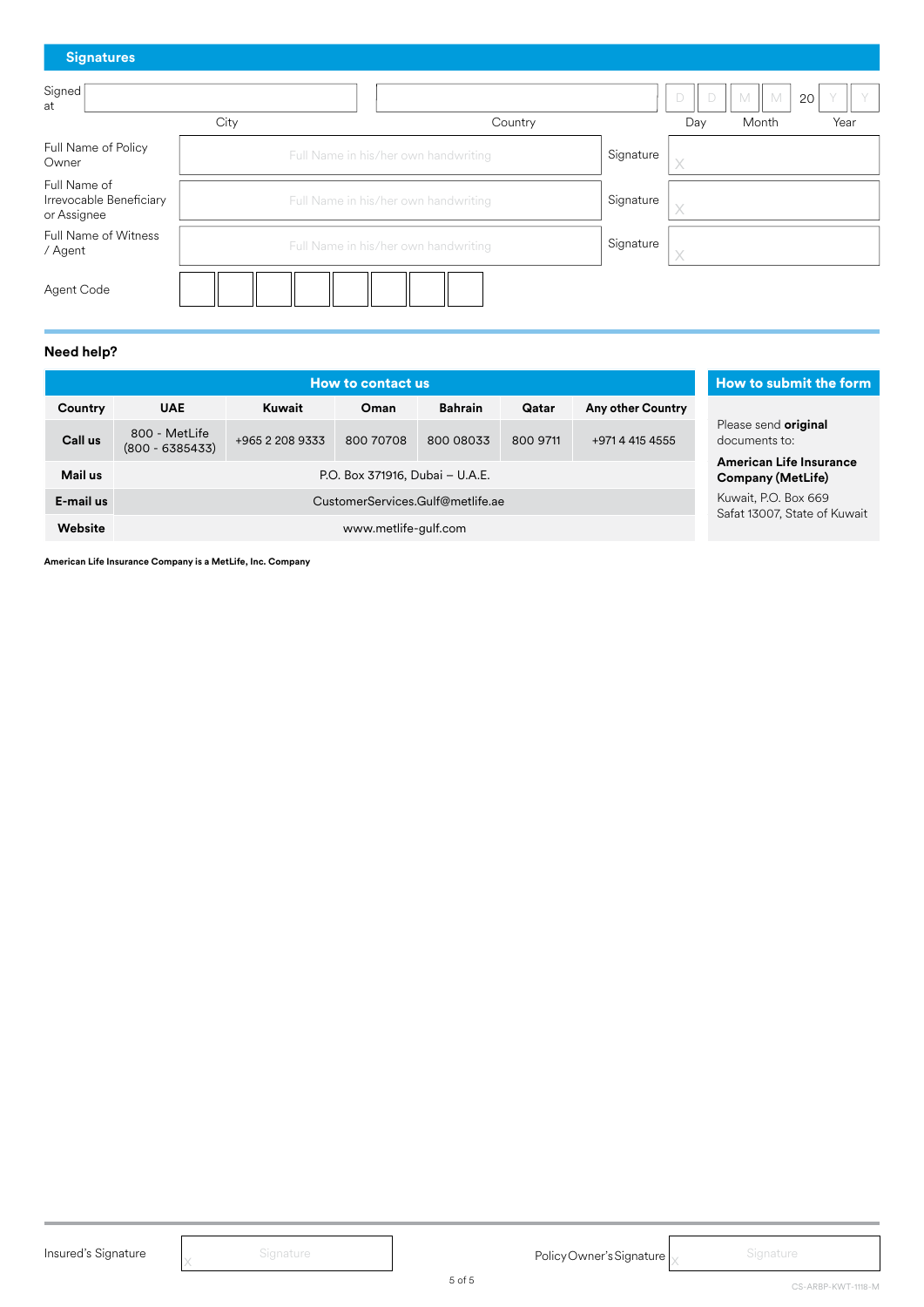## Signatures

| | | | |
|---|---|---|---|
| Signed at | City | Country | D D / M M / 20 Y Y (Day, Month, Year) |

| | | | |
|---|---|---|---|
| Full Name of Policy Owner | Full Name in his/her own handwriting | Signature | X |
| Full Name of Irrevocable Beneficiary or Assignee | Full Name in his/her own handwriting | Signature | X |
| Full Name of Witness / Agent | Full Name in his/her own handwriting | Signature | X |

Agent Code

## Need help?

**How to contact us**

| Country | UAE | Kuwait | Oman | Bahrain | Qatar | Any other Country |
|---|---|---|---|---|---|---|
| **Call us** | 800 - MetLife (800 - 6385433) | +965 2 208 9333 | 800 70708 | 800 08033 | 800 9711 | +971 4 415 4555 |
| **Mail us** | P.O. Box 371916, Dubai – U.A.E. | | | | | |
| **E-mail us** | CustomerServices.Gulf@metlife.ae | | | | | |
| **Website** | www.metlife-gulf.com | | | | | |

**How to submit the form**

Please send **original** documents to:

**American Life Insurance Company (MetLife)**

Kuwait, P.O. Box 669
Safat 13007, State of Kuwait

**American Life Insurance Company is a MetLife, Inc. Company**

Insured's Signature X Signature

Policy Owner's Signature X Signature

CS-ARBP-KWT-1118-M